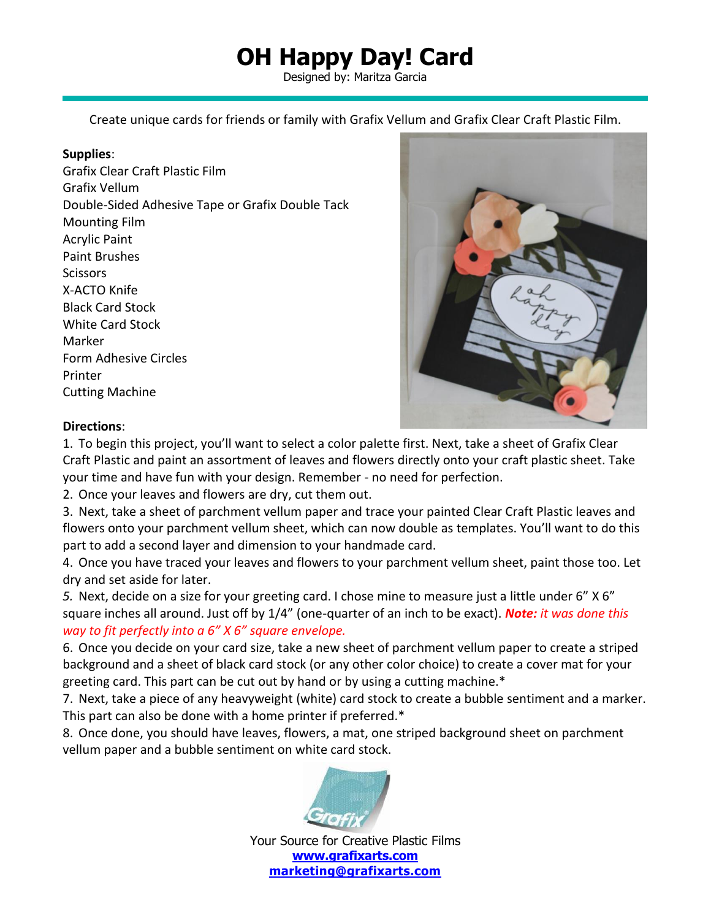# OH Happy Day! Card

Designed by: Maritza Garcia

Create unique cards for friends or family with Grafix Vellum and Grafix Clear Craft Plastic Film.

**Supplies**:
Grafix Clear Craft Plastic Film
Grafix Vellum
Double-Sided Adhesive Tape or Grafix Double Tack
Mounting Film
Acrylic Paint
Paint Brushes
Scissors
X-ACTO Knife
Black Card Stock
White Card Stock
Marker
Form Adhesive Circles
Printer
Cutting Machine

**Directions**:

1. To begin this project, you'll want to select a color palette first. Next, take a sheet of Grafix Clear Craft Plastic and paint an assortment of leaves and flowers directly onto your craft plastic sheet. Take your time and have fun with your design. Remember - no need for perfection.
2. Once your leaves and flowers are dry, cut them out.
3. Next, take a sheet of parchment vellum paper and trace your painted Clear Craft Plastic leaves and flowers onto your parchment vellum sheet, which can now double as templates. You'll want to do this part to add a second layer and dimension to your handmade card.
4. Once you have traced your leaves and flowers to your parchment vellum sheet, paint those too. Let dry and set aside for later.
5. Next, decide on a size for your greeting card. I chose mine to measure just a little under 6" X 6" square inches all around. Just off by 1/4" (one-quarter of an inch to be exact). ***Note:*** *it was done this way to fit perfectly into a 6" X 6" square envelope.*
6. Once you decide on your card size, take a new sheet of parchment vellum paper to create a striped background and a sheet of black card stock (or any other color choice) to create a cover mat for your greeting card. This part can be cut out by hand or by using a cutting machine.*
7. Next, take a piece of any heavyweight (white) card stock to create a bubble sentiment and a marker. This part can also be done with a home printer if preferred.*
8. Once done, you should have leaves, flowers, a mat, one striped background sheet on parchment vellum paper and a bubble sentiment on white card stock.

Your Source for Creative Plastic Films
**www.grafixarts.com**
**marketing@grafixarts.com**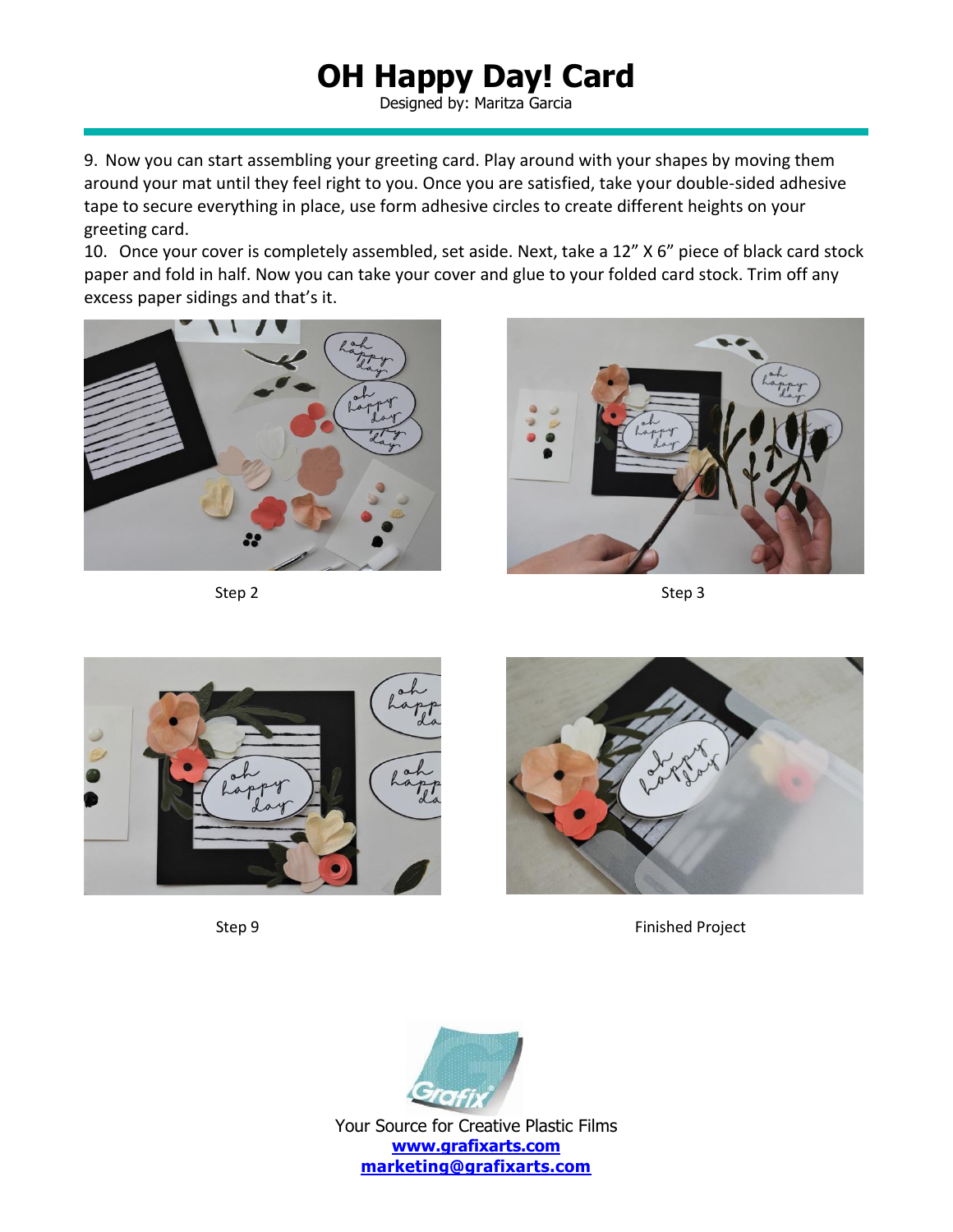# OH Happy Day! Card

Designed by: Maritza Garcia

9. Now you can start assembling your greeting card. Play around with your shapes by moving them around your mat until they feel right to you. Once you are satisfied, take your double-sided adhesive tape to secure everything in place, use form adhesive circles to create different heights on your greeting card.
10. Once your cover is completely assembled, set aside. Next, take a 12" X 6" piece of black card stock paper and fold in half. Now you can take your cover and glue to your folded card stock. Trim off any excess paper sidings and that's it.

Step 2

Step 3

Step 9

Finished Project

Your Source for Creative Plastic Films
**www.grafixarts.com**
**marketing@grafixarts.com**